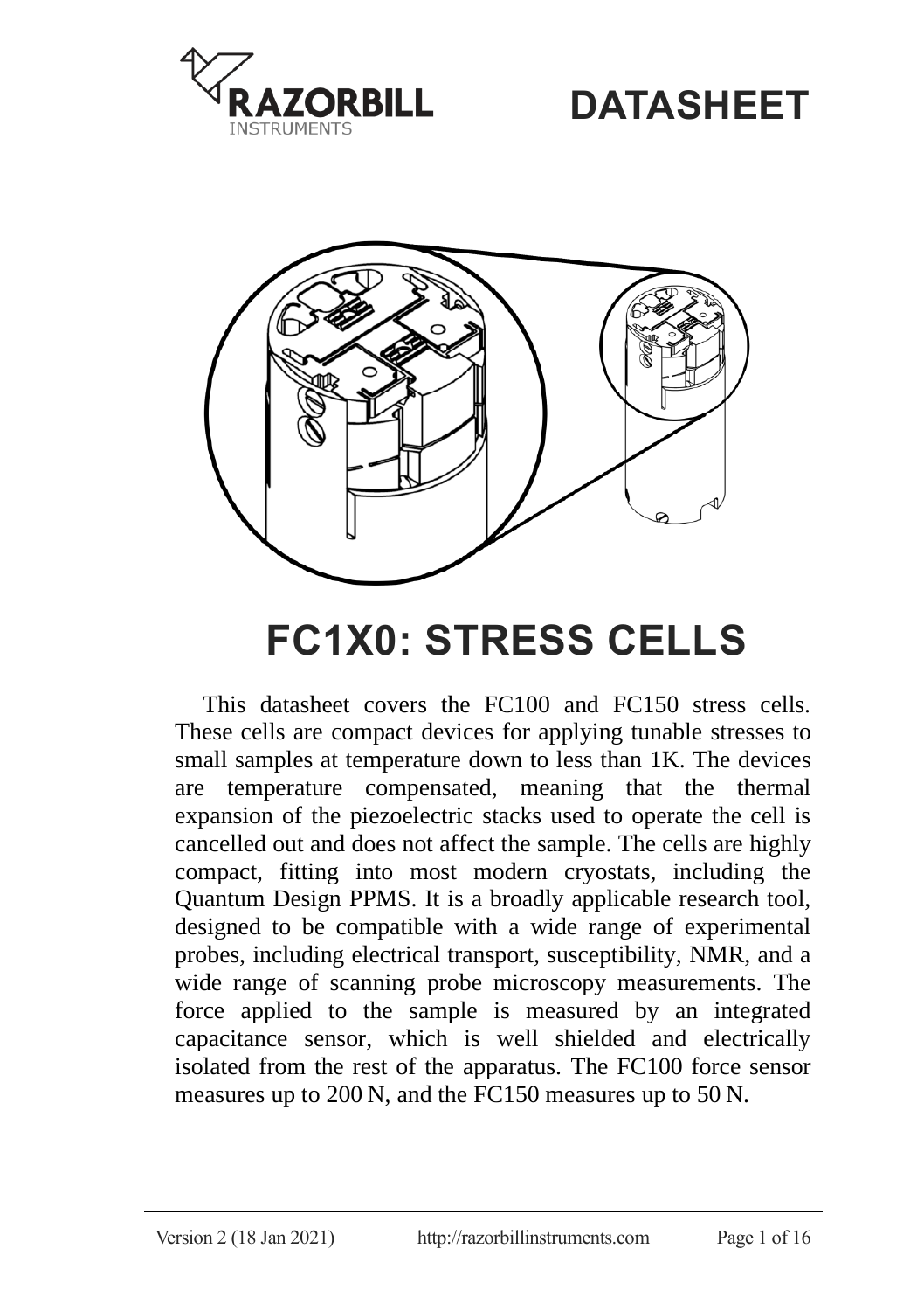# DATASHEET

# FC1X0: STRESS CELLS

This datasheet covers the FC100 and FC150 stress cells. These cells are compact devices for applying tunable stresses to small samples at temperature down to less than 1K. The devices are temperature compensated, meaning that the thermal expansion of the piezoelectric stacks used to operate the cell is cancelled out and does not affect the sample. The cells are highly compact, fitting into most modern cryostats, including the Quantum Design PPMS. It is a broadly applicable research tool, designed to be compatible with a wide range of experimental probes, including electrical transport, susceptibility, NMR, and a wide range of scanning probe microscopy measurements. The force applied to the sample is measured by an integrated capacitance sensor, which is well shielded and electrically isolated from the rest of the apparatus. The FC100 force sensor measures up to 200 N, and the FC150 measures up to 50 N.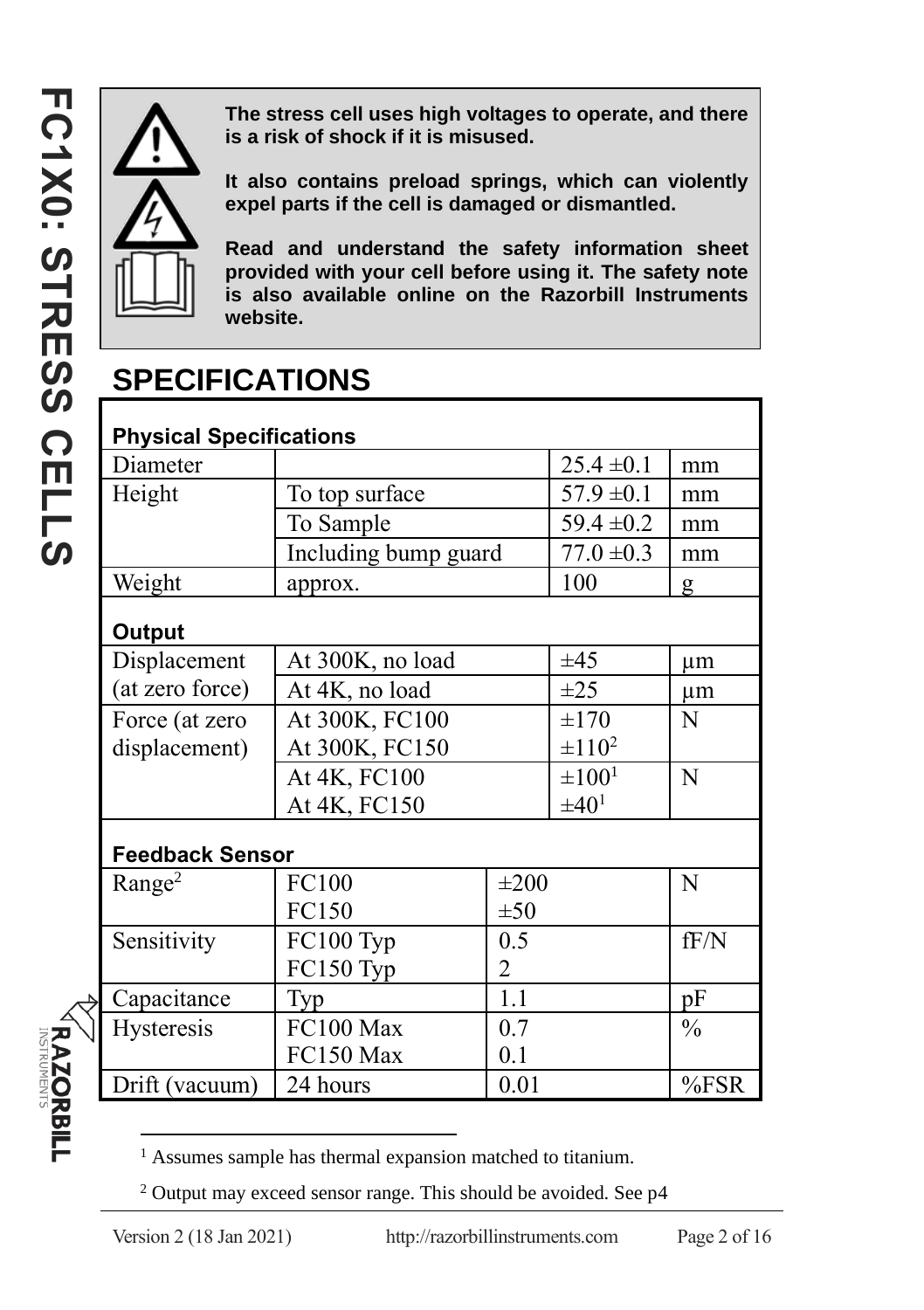**The stress cell uses high voltages to operate, and there is a risk of shock if it is misused.**

**It also contains preload springs, which can violently expel parts if the cell is damaged or dismantled.**

**Read and understand the safety information sheet provided with your cell before using it. The safety note is also available online on the Razorbill Instruments website.**

# SPECIFICATIONS

**Physical Specifications**

| | | | |
|---|---|---|---|
| Diameter | | 25.4 ±0.1 | mm |
| Height | To top surface | 57.9 ±0.1 | mm |
| | To Sample | 59.4 ±0.2 | mm |
| | Including bump guard | 77.0 ±0.3 | mm |
| Weight | approx. | 100 | g |

**Output**

| | | | |
|---|---|---|---|
| Displacement (at zero force) | At 300K, no load | ±45 | µm |
| | At 4K, no load | ±25 | µm |
| Force (at zero displacement) | At 300K, FC100<br>At 300K, FC150 | ±170<br>±110[2] | N |
| | At 4K, FC100<br>At 4K, FC150 | ±100[1]<br>±40[1] | N |

**Feedback Sensor**

| | | | |
|---|---|---|---|
| Range[2] | FC100<br>FC150 | ±200<br>±50 | N |
| Sensitivity | FC100 Typ<br>FC150 Typ | 0.5<br>2 | fF/N |
| Capacitance | Typ | 1.1 | pF |
| Hysteresis | FC100 Max<br>FC150 Max | 0.7<br>0.1 | % |
| Drift (vacuum) | 24 hours | 0.01 | %FSR |

[1] Assumes sample has thermal expansion matched to titanium.

[2] Output may exceed sensor range. This should be avoided. See p4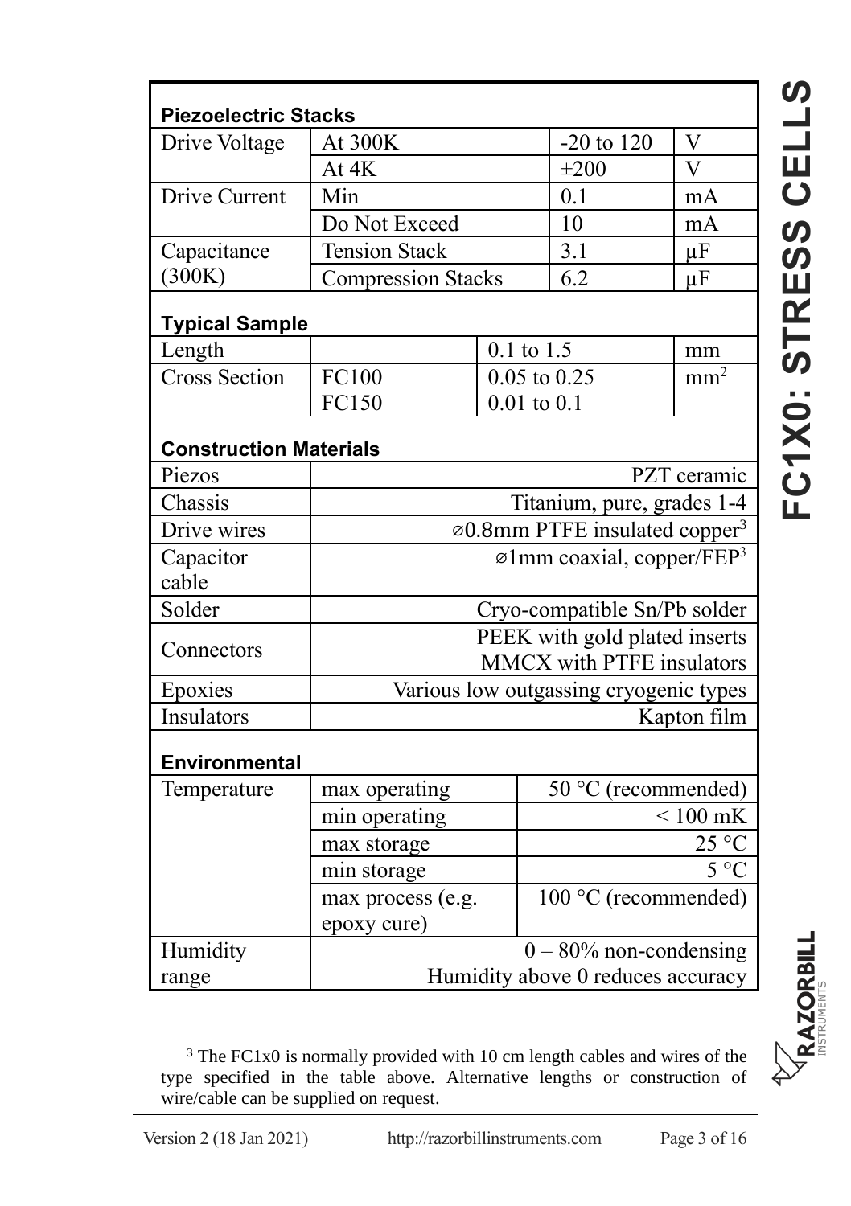**Piezoelectric Stacks**

| | | | |
|---|---|---|---|
| Drive Voltage | At 300K | -20 to 120 | V |
| | At 4K | ±200 | V |
| Drive Current | Min | 0.1 | mA |
| | Do Not Exceed | 10 | mA |
| Capacitance (300K) | Tension Stack | 3.1 | μF |
| | Compression Stacks | 6.2 | μF |

**Typical Sample**

| | | | |
|---|---|---|---|
| Length | | 0.1 to 1.5 | mm |
| Cross Section | FC100<br>FC150 | 0.05 to 0.25<br>0.01 to 0.1 | $mm^2$ |

**Construction Materials**

| | |
|---|---|
| Piezos | PZT ceramic |
| Chassis | Titanium, pure, grades 1-4 |
| Drive wires | ⌀0.8mm PTFE insulated copper[3] |
| Capacitor cable | ⌀1mm coaxial, copper/FEP[3] |
| Solder | Cryo-compatible Sn/Pb solder |
| Connectors | PEEK with gold plated inserts<br>MMCX with PTFE insulators |
| Epoxies | Various low outgassing cryogenic types |
| Insulators | Kapton film |

**Environmental**

| | | |
|---|---|---|
| Temperature | max operating | 50 °C (recommended) |
| | min operating | < 100 mK |
| | max storage | 25 °C |
| | min storage | 5 °C |
| | max process (e.g. epoxy cure) | 100 °C (recommended) |
| Humidity range | 0 – 80% non-condensing<br>Humidity above 0 reduces accuracy | |

[3] The FC1x0 is normally provided with 10 cm length cables and wires of the type specified in the table above. Alternative lengths or construction of wire/cable can be supplied on request.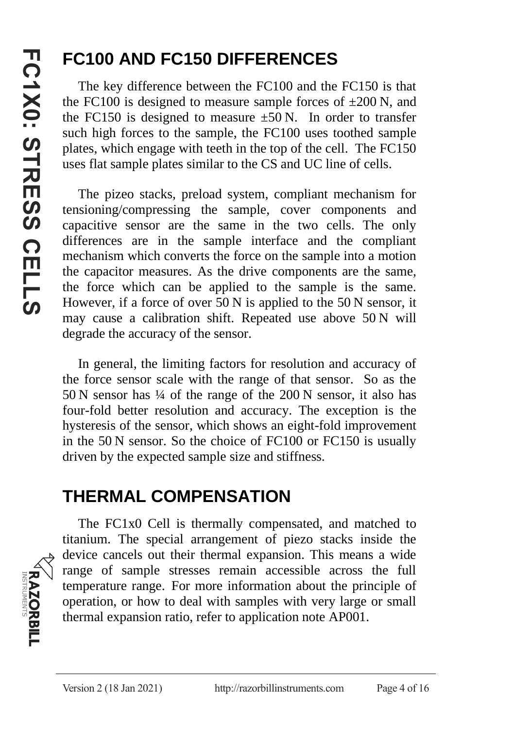## FC100 AND FC150 DIFFERENCES

The key difference between the FC100 and the FC150 is that the FC100 is designed to measure sample forces of ±200 N, and the FC150 is designed to measure ±50 N. In order to transfer such high forces to the sample, the FC100 uses toothed sample plates, which engage with teeth in the top of the cell. The FC150 uses flat sample plates similar to the CS and UC line of cells.

The pizeo stacks, preload system, compliant mechanism for tensioning/compressing the sample, cover components and capacitive sensor are the same in the two cells. The only differences are in the sample interface and the compliant mechanism which converts the force on the sample into a motion the capacitor measures. As the drive components are the same, the force which can be applied to the sample is the same. However, if a force of over 50 N is applied to the 50 N sensor, it may cause a calibration shift. Repeated use above 50 N will degrade the accuracy of the sensor.

In general, the limiting factors for resolution and accuracy of the force sensor scale with the range of that sensor. So as the 50 N sensor has ¼ of the range of the 200 N sensor, it also has four-fold better resolution and accuracy. The exception is the hysteresis of the sensor, which shows an eight-fold improvement in the 50 N sensor. So the choice of FC100 or FC150 is usually driven by the expected sample size and stiffness.

## THERMAL COMPENSATION

The FC1x0 Cell is thermally compensated, and matched to titanium. The special arrangement of piezo stacks inside the device cancels out their thermal expansion. This means a wide range of sample stresses remain accessible across the full temperature range. For more information about the principle of operation, or how to deal with samples with very large or small thermal expansion ratio, refer to application note AP001.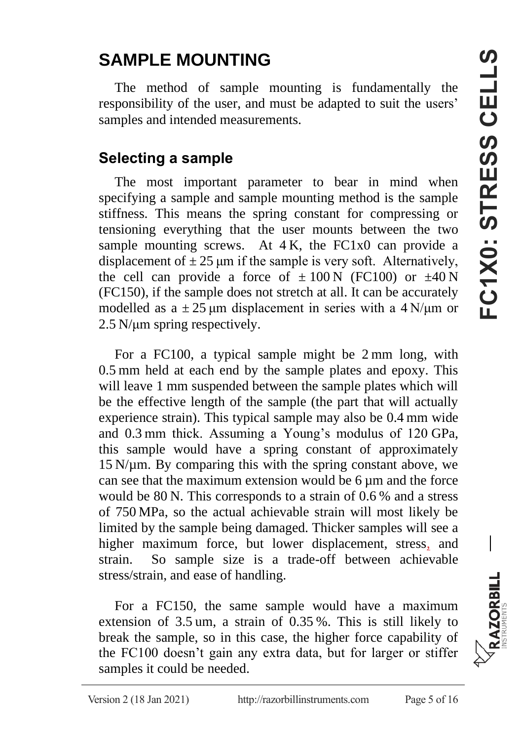# SAMPLE MOUNTING

The method of sample mounting is fundamentally the responsibility of the user, and must be adapted to suit the users' samples and intended measurements.

## Selecting a sample

The most important parameter to bear in mind when specifying a sample and sample mounting method is the sample stiffness. This means the spring constant for compressing or tensioning everything that the user mounts between the two sample mounting screws. At 4 K, the FC1x0 can provide a displacement of ± 25 μm if the sample is very soft. Alternatively, the cell can provide a force of ± 100 N (FC100) or ±40 N (FC150), if the sample does not stretch at all. It can be accurately modelled as a ± 25 μm displacement in series with a 4 N/μm or 2.5 N/μm spring respectively.

For a FC100, a typical sample might be 2 mm long, with 0.5 mm held at each end by the sample plates and epoxy. This will leave 1 mm suspended between the sample plates which will be the effective length of the sample (the part that will actually experience strain). This typical sample may also be 0.4 mm wide and 0.3 mm thick. Assuming a Young's modulus of 120 GPa, this sample would have a spring constant of approximately 15 N/µm. By comparing this with the spring constant above, we can see that the maximum extension would be 6 µm and the force would be 80 N. This corresponds to a strain of 0.6 % and a stress of 750 MPa, so the actual achievable strain will most likely be limited by the sample being damaged. Thicker samples will see a higher maximum force, but lower displacement, stress, and strain. So sample size is a trade-off between achievable stress/strain, and ease of handling.

For a FC150, the same sample would have a maximum extension of 3.5 um, a strain of 0.35 %. This is still likely to break the sample, so in this case, the higher force capability of the FC100 doesn't gain any extra data, but for larger or stiffer samples it could be needed.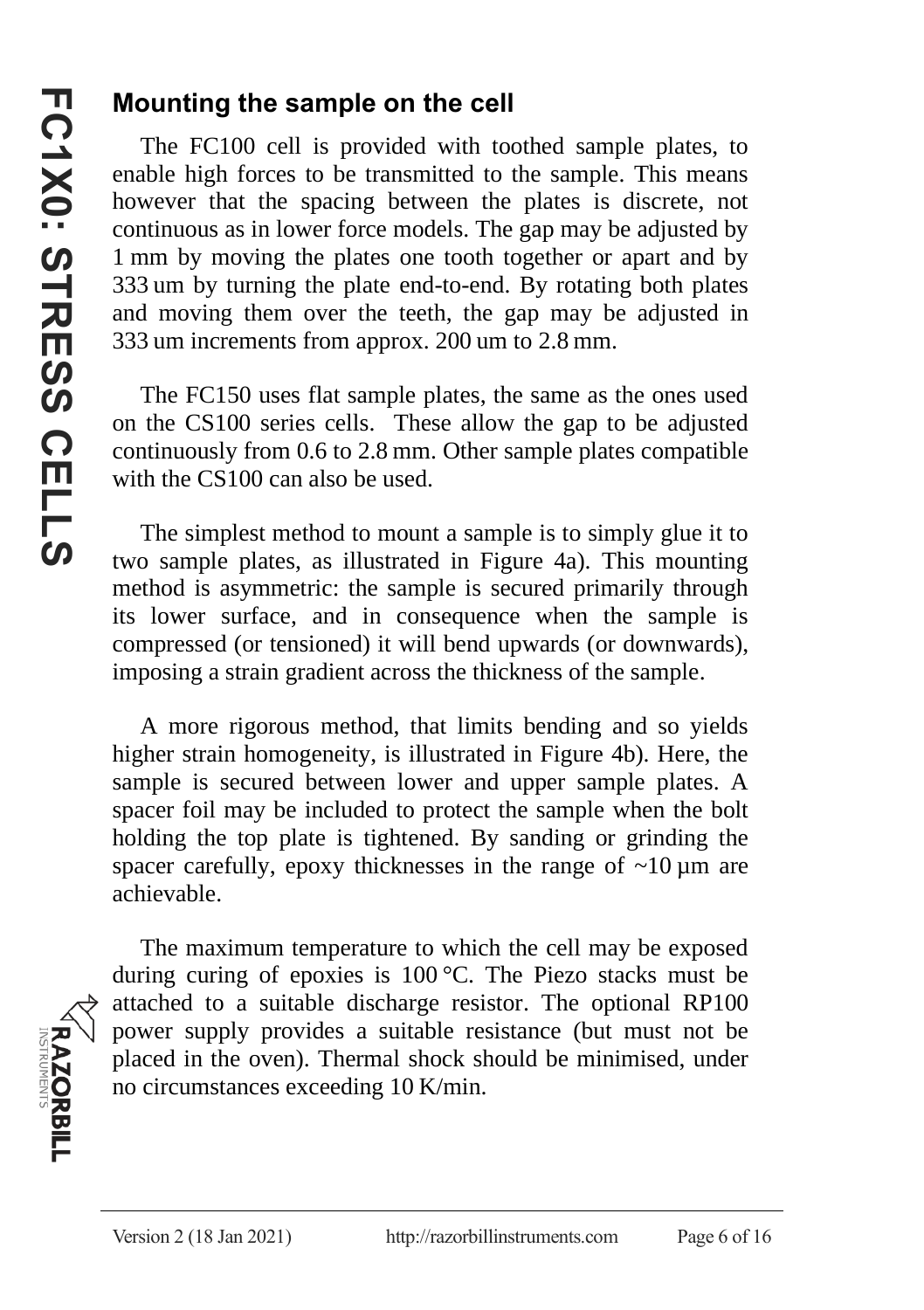## Mounting the sample on the cell

The FC100 cell is provided with toothed sample plates, to enable high forces to be transmitted to the sample. This means however that the spacing between the plates is discrete, not continuous as in lower force models. The gap may be adjusted by 1 mm by moving the plates one tooth together or apart and by 333 um by turning the plate end-to-end. By rotating both plates and moving them over the teeth, the gap may be adjusted in 333 um increments from approx. 200 um to 2.8 mm.

The FC150 uses flat sample plates, the same as the ones used on the CS100 series cells. These allow the gap to be adjusted continuously from 0.6 to 2.8 mm. Other sample plates compatible with the CS100 can also be used.

The simplest method to mount a sample is to simply glue it to two sample plates, as illustrated in Figure 4a). This mounting method is asymmetric: the sample is secured primarily through its lower surface, and in consequence when the sample is compressed (or tensioned) it will bend upwards (or downwards), imposing a strain gradient across the thickness of the sample.

A more rigorous method, that limits bending and so yields higher strain homogeneity, is illustrated in Figure 4b). Here, the sample is secured between lower and upper sample plates. A spacer foil may be included to protect the sample when the bolt holding the top plate is tightened. By sanding or grinding the spacer carefully, epoxy thicknesses in the range of ~10 µm are achievable.

The maximum temperature to which the cell may be exposed during curing of epoxies is 100 °C. The Piezo stacks must be attached to a suitable discharge resistor. The optional RP100 power supply provides a suitable resistance (but must not be placed in the oven). Thermal shock should be minimised, under no circumstances exceeding 10 K/min.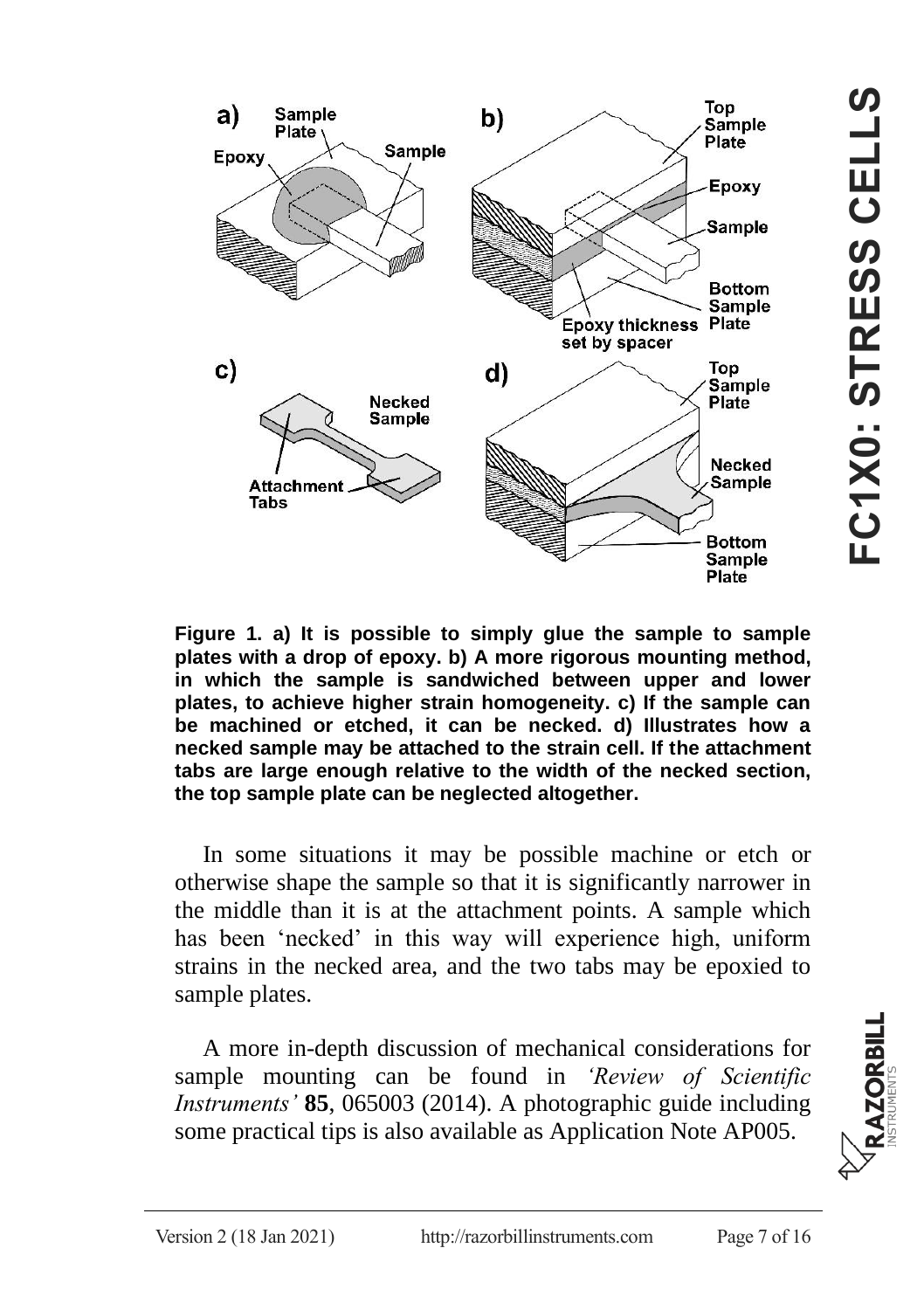**Figure 1. a) It is possible to simply glue the sample to sample plates with a drop of epoxy. b) A more rigorous mounting method, in which the sample is sandwiched between upper and lower plates, to achieve higher strain homogeneity. c) If the sample can be machined or etched, it can be necked. d) Illustrates how a necked sample may be attached to the strain cell. If the attachment tabs are large enough relative to the width of the necked section, the top sample plate can be neglected altogether.**

In some situations it may be possible machine or etch or otherwise shape the sample so that it is significantly narrower in the middle than it is at the attachment points. A sample which has been 'necked' in this way will experience high, uniform strains in the necked area, and the two tabs may be epoxied to sample plates.

A more in-depth discussion of mechanical considerations for sample mounting can be found in *'Review of Scientific Instruments'* **85**, 065003 (2014). A photographic guide including some practical tips is also available as Application Note AP005.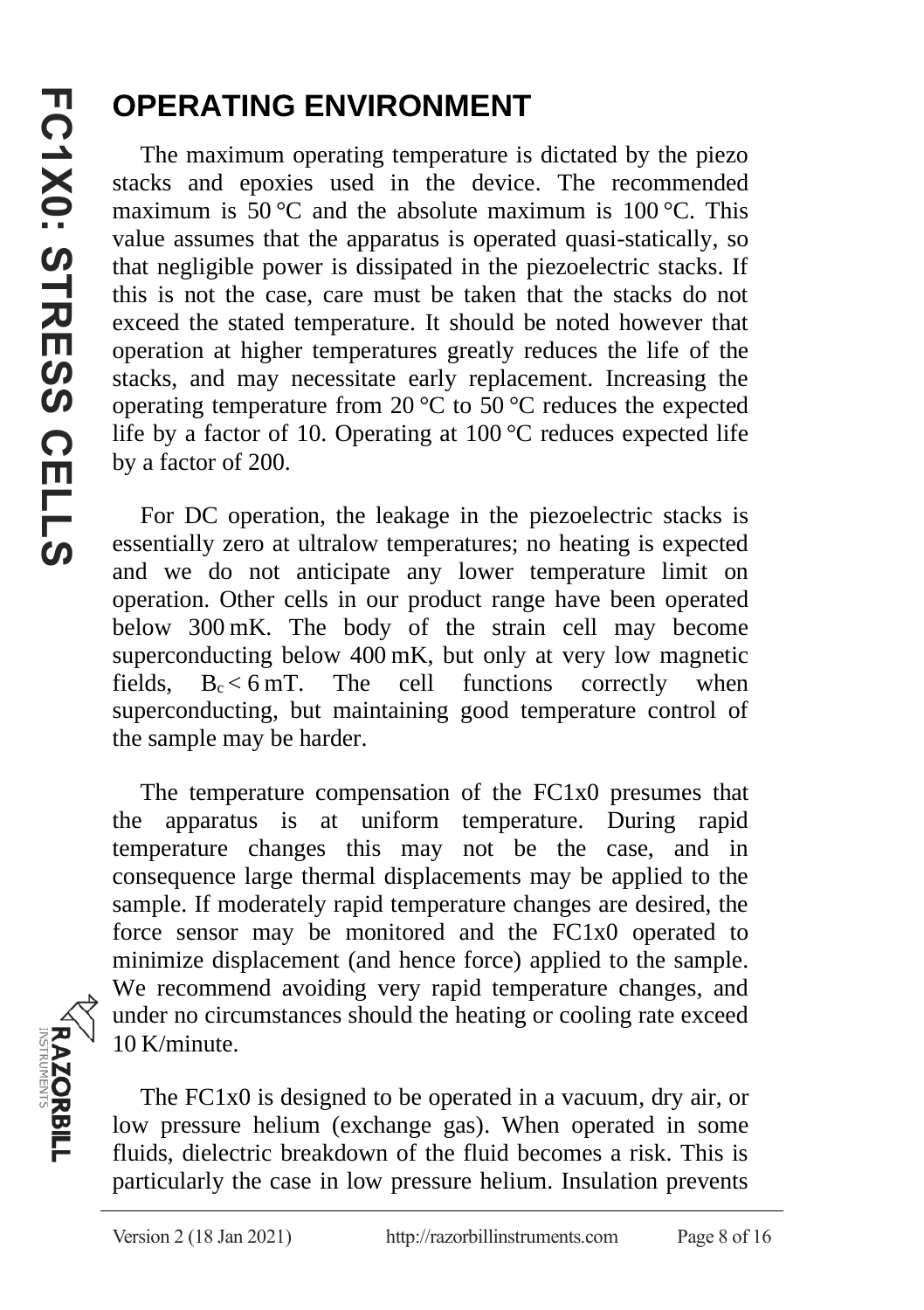# OPERATING ENVIRONMENT

The maximum operating temperature is dictated by the piezo stacks and epoxies used in the device. The recommended maximum is 50 °C and the absolute maximum is 100 °C. This value assumes that the apparatus is operated quasi-statically, so that negligible power is dissipated in the piezoelectric stacks. If this is not the case, care must be taken that the stacks do not exceed the stated temperature. It should be noted however that operation at higher temperatures greatly reduces the life of the stacks, and may necessitate early replacement. Increasing the operating temperature from 20 °C to 50 °C reduces the expected life by a factor of 10. Operating at 100 °C reduces expected life by a factor of 200.

For DC operation, the leakage in the piezoelectric stacks is essentially zero at ultralow temperatures; no heating is expected and we do not anticipate any lower temperature limit on operation. Other cells in our product range have been operated below 300 mK. The body of the strain cell may become superconducting below 400 mK, but only at very low magnetic fields, $B_c < 6$ mT. The cell functions correctly when superconducting, but maintaining good temperature control of the sample may be harder.

The temperature compensation of the FC1x0 presumes that the apparatus is at uniform temperature. During rapid temperature changes this may not be the case, and in consequence large thermal displacements may be applied to the sample. If moderately rapid temperature changes are desired, the force sensor may be monitored and the FC1x0 operated to minimize displacement (and hence force) applied to the sample. We recommend avoiding very rapid temperature changes, and under no circumstances should the heating or cooling rate exceed 10 K/minute.

The FC1x0 is designed to be operated in a vacuum, dry air, or low pressure helium (exchange gas). When operated in some fluids, dielectric breakdown of the fluid becomes a risk. This is particularly the case in low pressure helium. Insulation prevents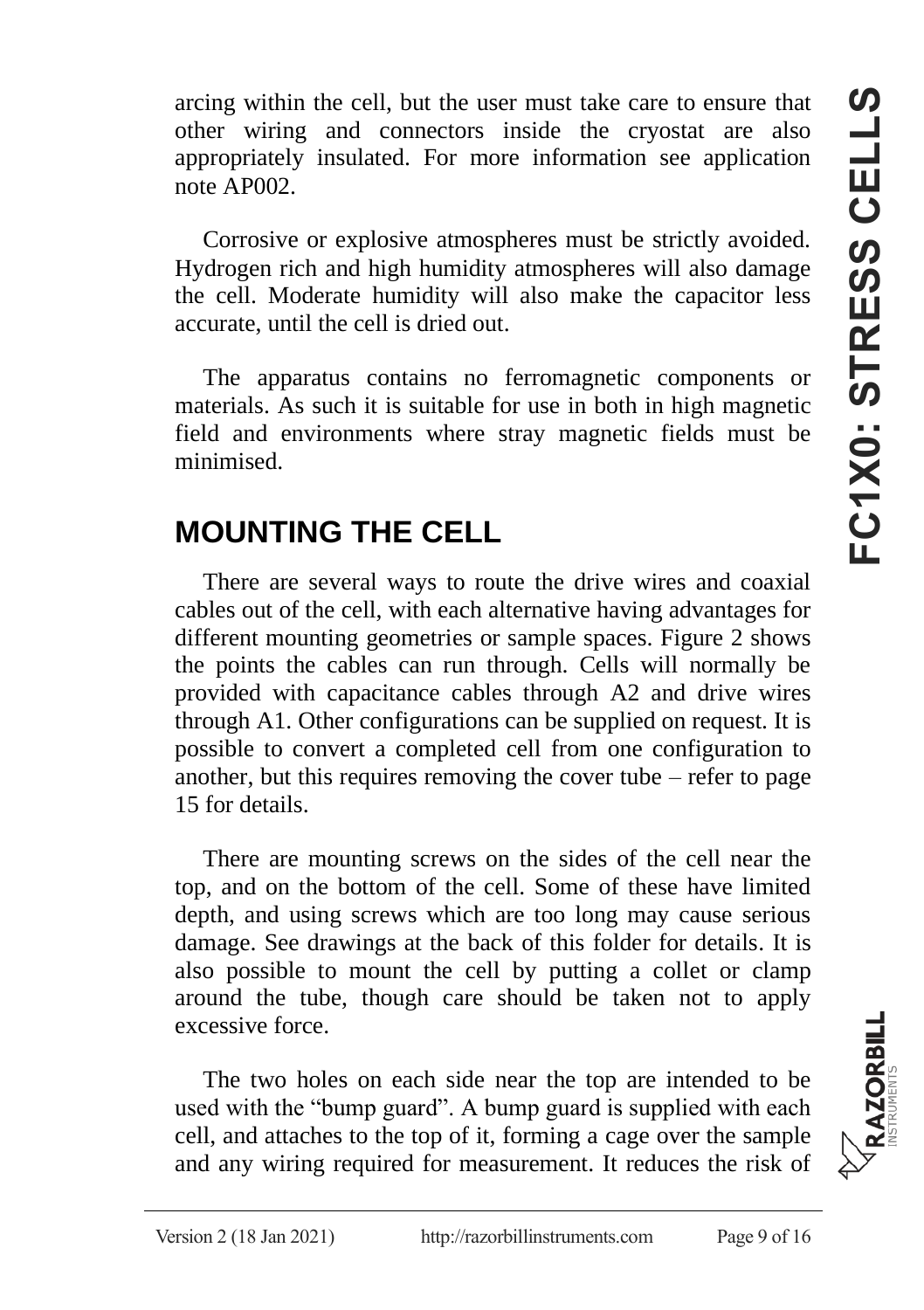arcing within the cell, but the user must take care to ensure that other wiring and connectors inside the cryostat are also appropriately insulated. For more information see application note AP002.

Corrosive or explosive atmospheres must be strictly avoided. Hydrogen rich and high humidity atmospheres will also damage the cell. Moderate humidity will also make the capacitor less accurate, until the cell is dried out.

The apparatus contains no ferromagnetic components or materials. As such it is suitable for use in both in high magnetic field and environments where stray magnetic fields must be minimised.

## MOUNTING THE CELL

There are several ways to route the drive wires and coaxial cables out of the cell, with each alternative having advantages for different mounting geometries or sample spaces. Figure 2 shows the points the cables can run through. Cells will normally be provided with capacitance cables through A2 and drive wires through A1. Other configurations can be supplied on request. It is possible to convert a completed cell from one configuration to another, but this requires removing the cover tube – refer to page 15 for details.

There are mounting screws on the sides of the cell near the top, and on the bottom of the cell. Some of these have limited depth, and using screws which are too long may cause serious damage. See drawings at the back of this folder for details. It is also possible to mount the cell by putting a collet or clamp around the tube, though care should be taken not to apply excessive force.

The two holes on each side near the top are intended to be used with the "bump guard". A bump guard is supplied with each cell, and attaches to the top of it, forming a cage over the sample and any wiring required for measurement. It reduces the risk of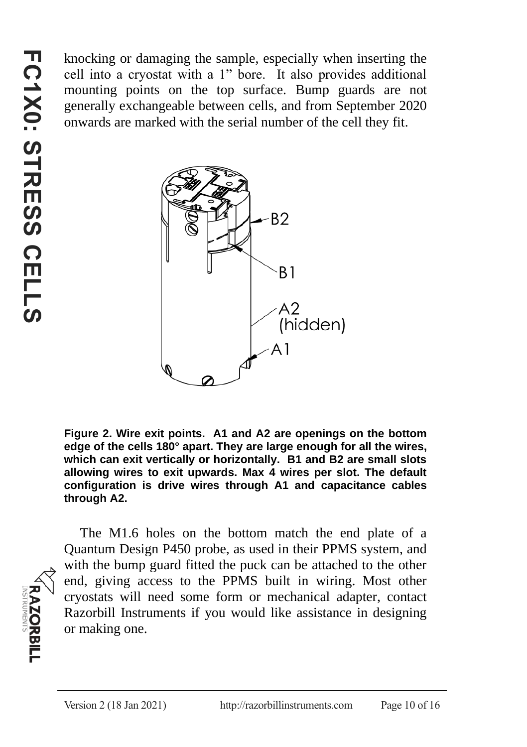knocking or damaging the sample, especially when inserting the cell into a cryostat with a 1” bore. It also provides additional mounting points on the top surface. Bump guards are not generally exchangeable between cells, and from September 2020 onwards are marked with the serial number of the cell they fit.

**Figure 2. Wire exit points. A1 and A2 are openings on the bottom edge of the cells 180° apart. They are large enough for all the wires, which can exit vertically or horizontally. B1 and B2 are small slots allowing wires to exit upwards. Max 4 wires per slot. The default configuration is drive wires through A1 and capacitance cables through A2.**

The M1.6 holes on the bottom match the end plate of a Quantum Design P450 probe, as used in their PPMS system, and with the bump guard fitted the puck can be attached to the other end, giving access to the PPMS built in wiring. Most other cryostats will need some form or mechanical adapter, contact Razorbill Instruments if you would like assistance in designing or making one.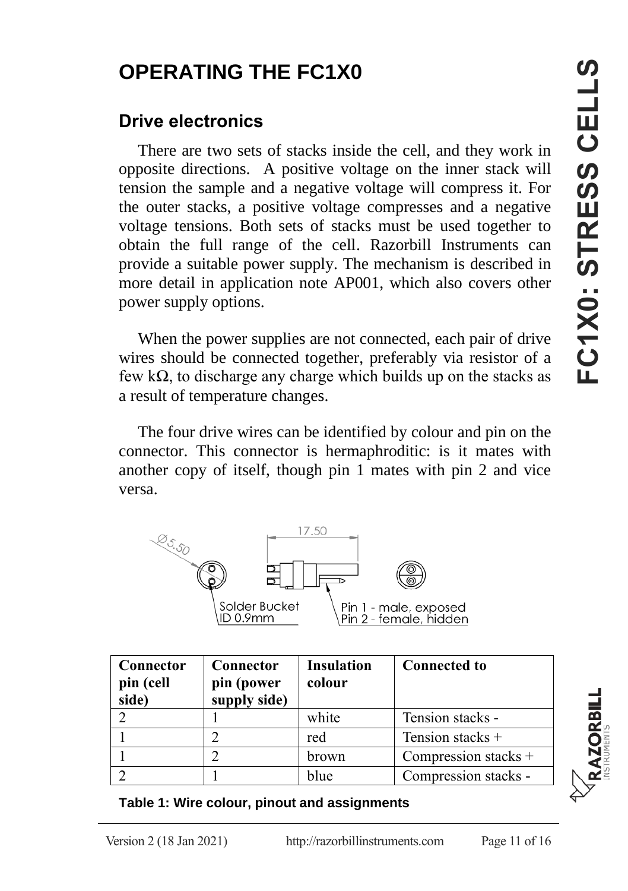# OPERATING THE FC1X0

## Drive electronics

There are two sets of stacks inside the cell, and they work in opposite directions. A positive voltage on the inner stack will tension the sample and a negative voltage will compress it. For the outer stacks, a positive voltage compresses and a negative voltage tensions. Both sets of stacks must be used together to obtain the full range of the cell. Razorbill Instruments can provide a suitable power supply. The mechanism is described in more detail in application note AP001, which also covers other power supply options.

When the power supplies are not connected, each pair of drive wires should be connected together, preferably via resistor of a few kΩ, to discharge any charge which builds up on the stacks as a result of temperature changes.

The four drive wires can be identified by colour and pin on the connector. This connector is hermaphroditic: is it mates with another copy of itself, though pin 1 mates with pin 2 and vice versa.

Ø5.50

17.50

Solder Bucket
ID 0.9mm

Pin 1 - male, exposed
Pin 2 - female, hidden

| Connector pin (cell side) | Connector pin (power supply side) | Insulation colour | Connected to |
|---|---|---|---|
| 2 | 1 | white | Tension stacks - |
| 1 | 2 | red | Tension stacks + |
| 1 | 2 | brown | Compression stacks + |
| 2 | 1 | blue | Compression stacks - |

**Table 1: Wire colour, pinout and assignments**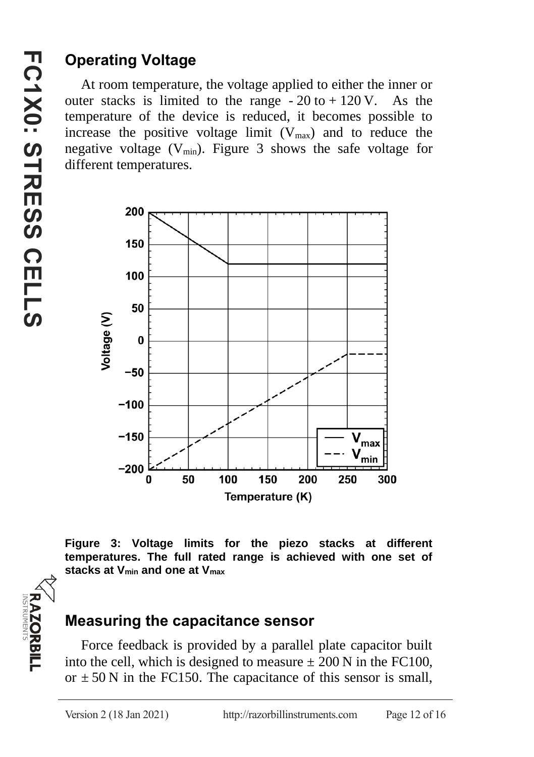## Operating Voltage

At room temperature, the voltage applied to either the inner or outer stacks is limited to the range - 20 to + 120 V. As the temperature of the device is reduced, it becomes possible to increase the positive voltage limit ($V_{max}$) and to reduce the negative voltage ($V_{min}$). Figure 3 shows the safe voltage for different temperatures.

**Figure 3: Voltage limits for the piezo stacks at different temperatures. The full rated range is achieved with one set of stacks at $V_{min}$ and one at $V_{max}$**

## Measuring the capacitance sensor

Force feedback is provided by a parallel plate capacitor built into the cell, which is designed to measure ± 200 N in the FC100, or ± 50 N in the FC150. The capacitance of this sensor is small,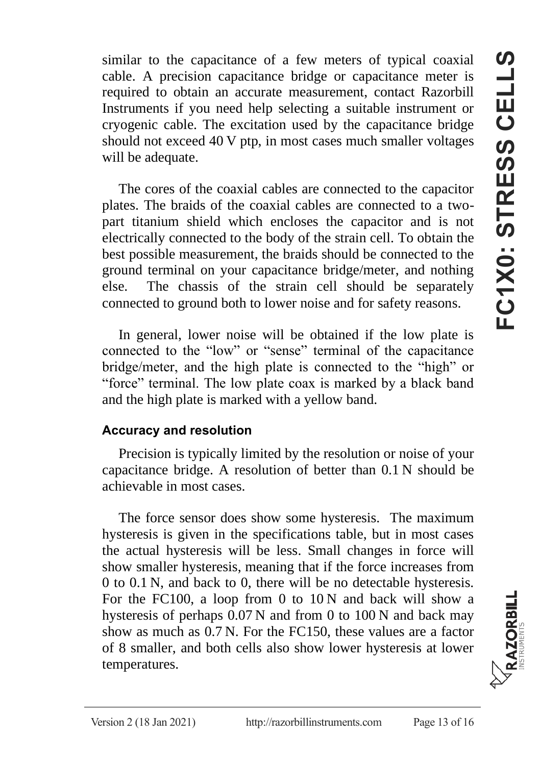similar to the capacitance of a few meters of typical coaxial cable. A precision capacitance bridge or capacitance meter is required to obtain an accurate measurement, contact Razorbill Instruments if you need help selecting a suitable instrument or cryogenic cable. The excitation used by the capacitance bridge should not exceed 40 V ptp, in most cases much smaller voltages will be adequate.

The cores of the coaxial cables are connected to the capacitor plates. The braids of the coaxial cables are connected to a two-part titanium shield which encloses the capacitor and is not electrically connected to the body of the strain cell. To obtain the best possible measurement, the braids should be connected to the ground terminal on your capacitance bridge/meter, and nothing else. The chassis of the strain cell should be separately connected to ground both to lower noise and for safety reasons.

In general, lower noise will be obtained if the low plate is connected to the "low" or "sense" terminal of the capacitance bridge/meter, and the high plate is connected to the "high" or "force" terminal. The low plate coax is marked by a black band and the high plate is marked with a yellow band.

### Accuracy and resolution

Precision is typically limited by the resolution or noise of your capacitance bridge. A resolution of better than 0.1 N should be achievable in most cases.

The force sensor does show some hysteresis. The maximum hysteresis is given in the specifications table, but in most cases the actual hysteresis will be less. Small changes in force will show smaller hysteresis, meaning that if the force increases from 0 to 0.1 N, and back to 0, there will be no detectable hysteresis. For the FC100, a loop from 0 to 10 N and back will show a hysteresis of perhaps 0.07 N and from 0 to 100 N and back may show as much as 0.7 N. For the FC150, these values are a factor of 8 smaller, and both cells also show lower hysteresis at lower temperatures.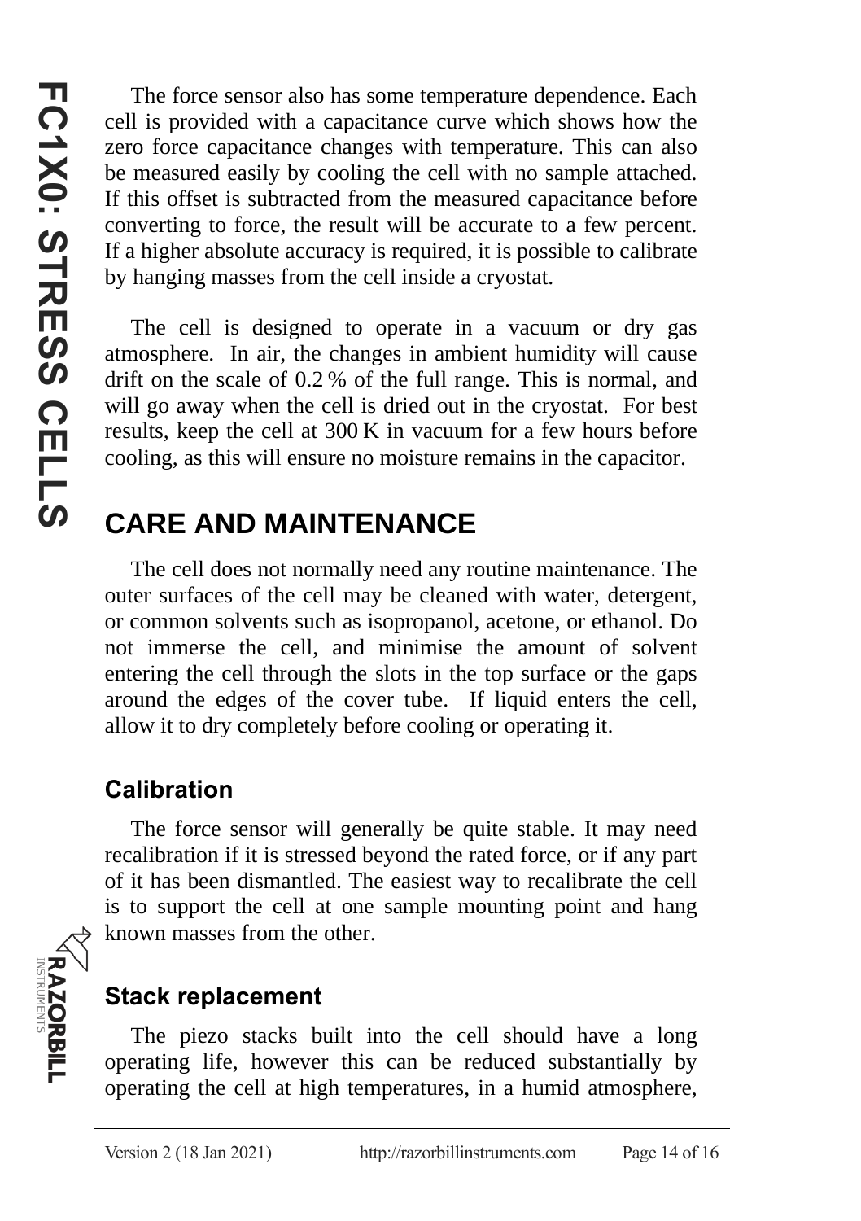The force sensor also has some temperature dependence. Each cell is provided with a capacitance curve which shows how the zero force capacitance changes with temperature. This can also be measured easily by cooling the cell with no sample attached. If this offset is subtracted from the measured capacitance before converting to force, the result will be accurate to a few percent. If a higher absolute accuracy is required, it is possible to calibrate by hanging masses from the cell inside a cryostat.

The cell is designed to operate in a vacuum or dry gas atmosphere. In air, the changes in ambient humidity will cause drift on the scale of 0.2 % of the full range. This is normal, and will go away when the cell is dried out in the cryostat. For best results, keep the cell at 300 K in vacuum for a few hours before cooling, as this will ensure no moisture remains in the capacitor.

# CARE AND MAINTENANCE

The cell does not normally need any routine maintenance. The outer surfaces of the cell may be cleaned with water, detergent, or common solvents such as isopropanol, acetone, or ethanol. Do not immerse the cell, and minimise the amount of solvent entering the cell through the slots in the top surface or the gaps around the edges of the cover tube. If liquid enters the cell, allow it to dry completely before cooling or operating it.

## Calibration

The force sensor will generally be quite stable. It may need recalibration if it is stressed beyond the rated force, or if any part of it has been dismantled. The easiest way to recalibrate the cell is to support the cell at one sample mounting point and hang known masses from the other.

## Stack replacement

The piezo stacks built into the cell should have a long operating life, however this can be reduced substantially by operating the cell at high temperatures, in a humid atmosphere,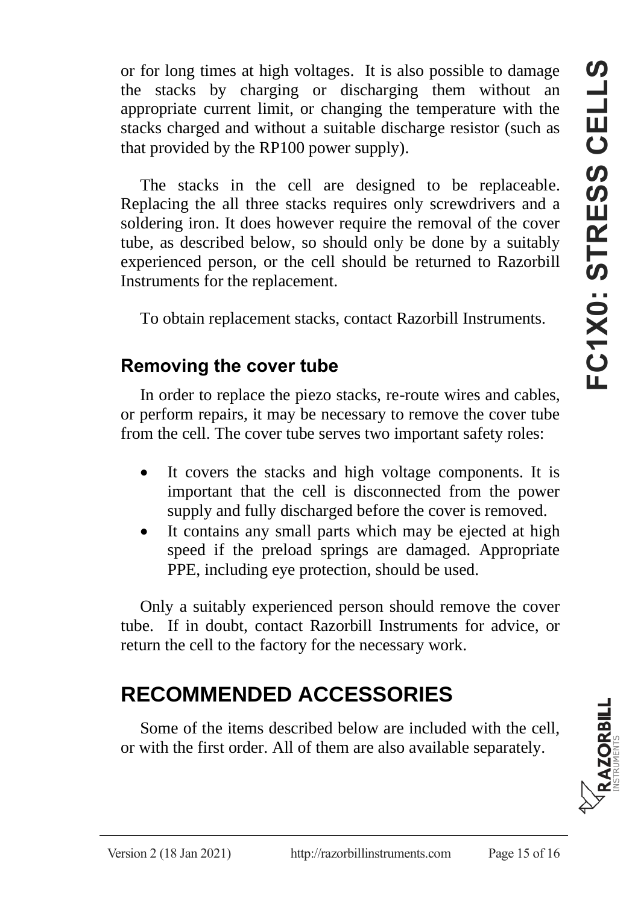or for long times at high voltages. It is also possible to damage the stacks by charging or discharging them without an appropriate current limit, or changing the temperature with the stacks charged and without a suitable discharge resistor (such as that provided by the RP100 power supply).

The stacks in the cell are designed to be replaceable. Replacing the all three stacks requires only screwdrivers and a soldering iron. It does however require the removal of the cover tube, as described below, so should only be done by a suitably experienced person, or the cell should be returned to Razorbill Instruments for the replacement.

To obtain replacement stacks, contact Razorbill Instruments.

### Removing the cover tube

In order to replace the piezo stacks, re-route wires and cables, or perform repairs, it may be necessary to remove the cover tube from the cell. The cover tube serves two important safety roles:

- It covers the stacks and high voltage components. It is important that the cell is disconnected from the power supply and fully discharged before the cover is removed.
- It contains any small parts which may be ejected at high speed if the preload springs are damaged. Appropriate PPE, including eye protection, should be used.

Only a suitably experienced person should remove the cover tube. If in doubt, contact Razorbill Instruments for advice, or return the cell to the factory for the necessary work.

## RECOMMENDED ACCESSORIES

Some of the items described below are included with the cell, or with the first order. All of them are also available separately.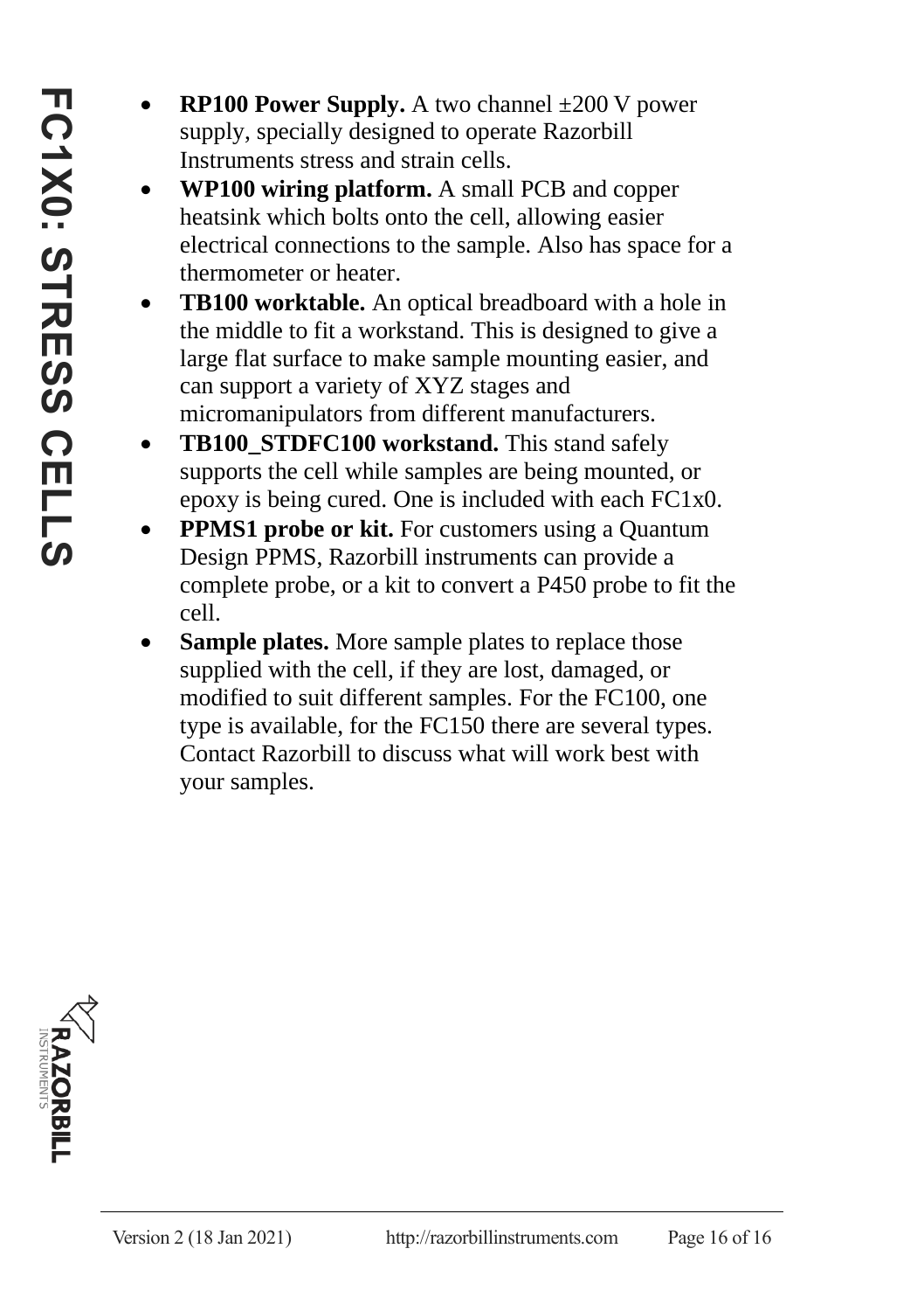- **RP100 Power Supply.** A two channel ±200 V power supply, specially designed to operate Razorbill Instruments stress and strain cells.
- **WP100 wiring platform.** A small PCB and copper heatsink which bolts onto the cell, allowing easier electrical connections to the sample. Also has space for a thermometer or heater.
- **TB100 worktable.** An optical breadboard with a hole in the middle to fit a workstand. This is designed to give a large flat surface to make sample mounting easier, and can support a variety of XYZ stages and micromanipulators from different manufacturers.
- **TB100_STDFC100 workstand.** This stand safely supports the cell while samples are being mounted, or epoxy is being cured. One is included with each FC1x0.
- **PPMS1 probe or kit.** For customers using a Quantum Design PPMS, Razorbill instruments can provide a complete probe, or a kit to convert a P450 probe to fit the cell.
- **Sample plates.** More sample plates to replace those supplied with the cell, if they are lost, damaged, or modified to suit different samples. For the FC100, one type is available, for the FC150 there are several types. Contact Razorbill to discuss what will work best with your samples.